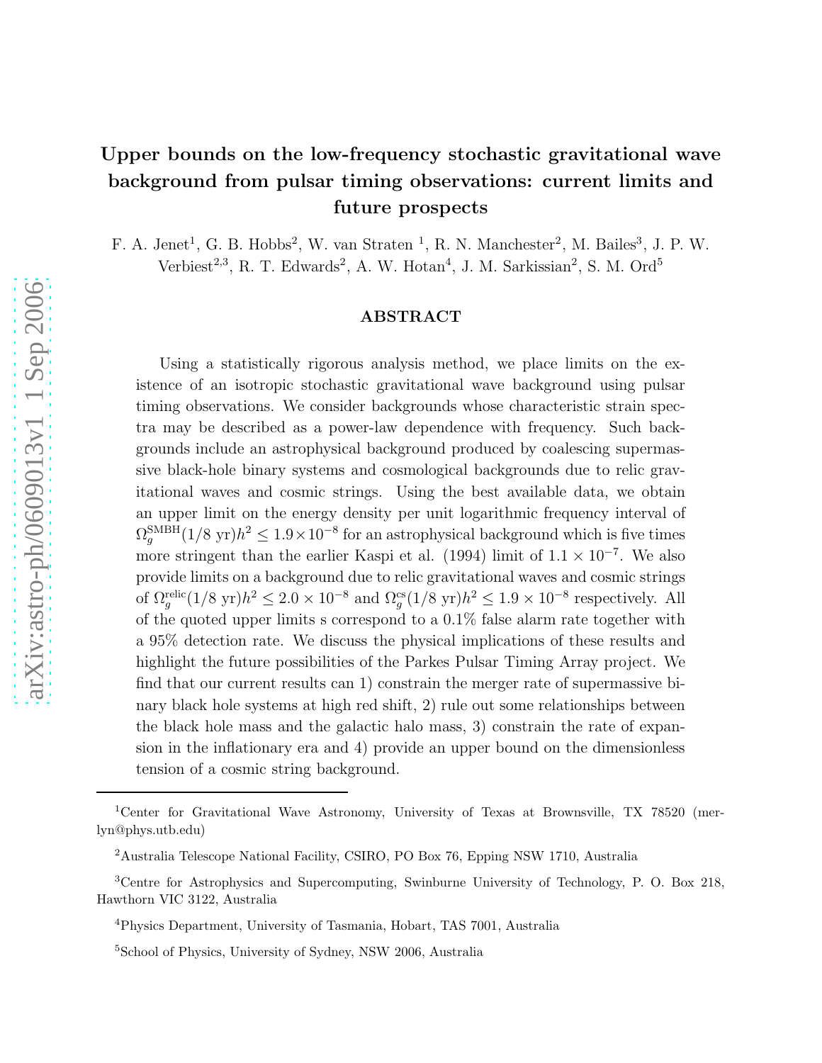# Upper bounds on the low-frequency stochastic gravitational wave background from pulsar timing observations: current limits and future prospects

F. A. Jenet[1], G. B. Hobbs[2], W. van Straten [1], R. N. Manchester[2], M. Bailes[3], J. P. W. Verbiest[2,3], R. T. Edwards[2], A. W. Hotan[4], J. M. Sarkissian[2], S. M. Ord[5]

## ABSTRACT

Using a statistically rigorous analysis method, we place limits on the existence of an isotropic stochastic gravitational wave background using pulsar timing observations. We consider backgrounds whose characteristic strain spectra may be described as a power-law dependence with frequency. Such backgrounds include an astrophysical background produced by coalescing supermassive black-hole binary systems and cosmological backgrounds due to relic gravitational waves and cosmic strings. Using the best available data, we obtain an upper limit on the energy density per unit logarithmic frequency interval of $\Omega_g^{\rm SMBH}(1/8\ {\rm yr})h^2 \leq 1.9\times10^{-8}$ for an astrophysical background which is five times more stringent than the earlier Kaspi et al. (1994) limit of $1.1\times10^{-7}$. We also provide limits on a background due to relic gravitational waves and cosmic strings of $\Omega_g^{\rm relic}(1/8\ {\rm yr})h^2 \leq 2.0\times10^{-8}$ and $\Omega_g^{\rm cs}(1/8\ {\rm yr})h^2 \leq 1.9\times10^{-8}$ respectively. All of the quoted upper limits s correspond to a 0.1% false alarm rate together with a 95% detection rate. We discuss the physical implications of these results and highlight the future possibilities of the Parkes Pulsar Timing Array project. We find that our current results can 1) constrain the merger rate of supermassive binary black hole systems at high red shift, 2) rule out some relationships between the black hole mass and the galactic halo mass, 3) constrain the rate of expansion in the inflationary era and 4) provide an upper bound on the dimensionless tension of a cosmic string background.

---

[1]Center for Gravitational Wave Astronomy, University of Texas at Brownsville, TX 78520 (merlyn@phys.utb.edu)

[2]Australia Telescope National Facility, CSIRO, PO Box 76, Epping NSW 1710, Australia

[3]Centre for Astrophysics and Supercomputing, Swinburne University of Technology, P. O. Box 218, Hawthorn VIC 3122, Australia

[4]Physics Department, University of Tasmania, Hobart, TAS 7001, Australia

[5]School of Physics, University of Sydney, NSW 2006, Australia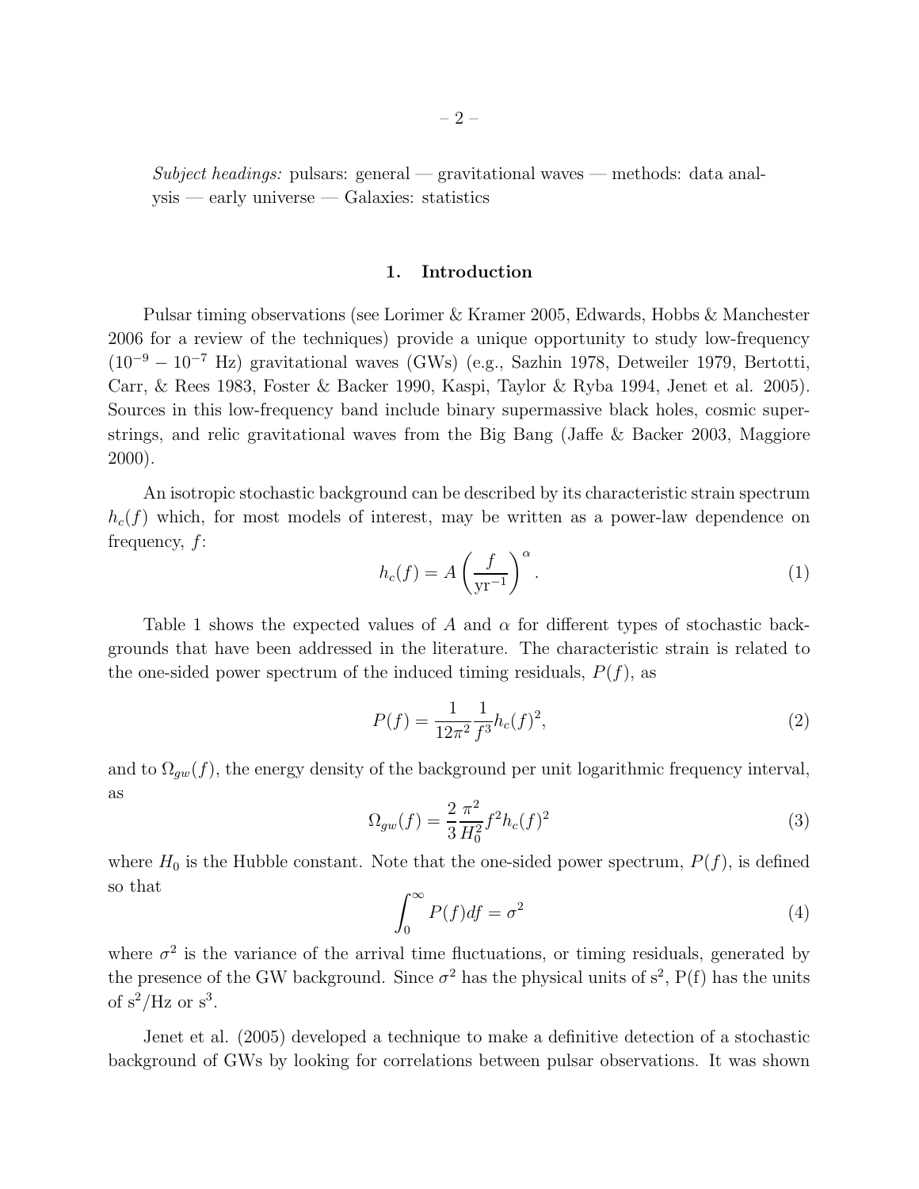*Subject headings:* pulsars: general — gravitational waves — methods: data analysis — early universe — Galaxies: statistics

## 1. Introduction

Pulsar timing observations (see Lorimer & Kramer 2005, Edwards, Hobbs & Manchester 2006 for a review of the techniques) provide a unique opportunity to study low-frequency ($10^{-9} - 10^{-7}$ Hz) gravitational waves (GWs) (e.g., Sazhin 1978, Detweiler 1979, Bertotti, Carr, & Rees 1983, Foster & Backer 1990, Kaspi, Taylor & Ryba 1994, Jenet et al. 2005). Sources in this low-frequency band include binary supermassive black holes, cosmic superstrings, and relic gravitational waves from the Big Bang (Jaffe & Backer 2003, Maggiore 2000).

An isotropic stochastic background can be described by its characteristic strain spectrum $h_c(f)$ which, for most models of interest, may be written as a power-law dependence on frequency, $f$:

$$h_c(f) = A \left( \frac{f}{\mathrm{yr}^{-1}} \right)^{\alpha}. \tag{1}$$

Table 1 shows the expected values of $A$ and $\alpha$ for different types of stochastic backgrounds that have been addressed in the literature. The characteristic strain is related to the one-sided power spectrum of the induced timing residuals, $P(f)$, as

$$P(f) = \frac{1}{12\pi^2} \frac{1}{f^3} h_c(f)^2, \tag{2}$$

and to $\Omega_{gw}(f)$, the energy density of the background per unit logarithmic frequency interval, as

$$\Omega_{gw}(f) = \frac{2}{3} \frac{\pi^2}{H_0^2} f^2 h_c(f)^2 \tag{3}$$

where $H_0$ is the Hubble constant. Note that the one-sided power spectrum, $P(f)$, is defined so that

$$\int_0^{\infty} P(f) df = \sigma^2 \tag{4}$$

where $\sigma^2$ is the variance of the arrival time fluctuations, or timing residuals, generated by the presence of the GW background. Since $\sigma^2$ has the physical units of $\mathrm{s}^2$, P(f) has the units of $\mathrm{s}^2$/Hz or $\mathrm{s}^3$.

Jenet et al. (2005) developed a technique to make a definitive detection of a stochastic background of GWs by looking for correlations between pulsar observations. It was shown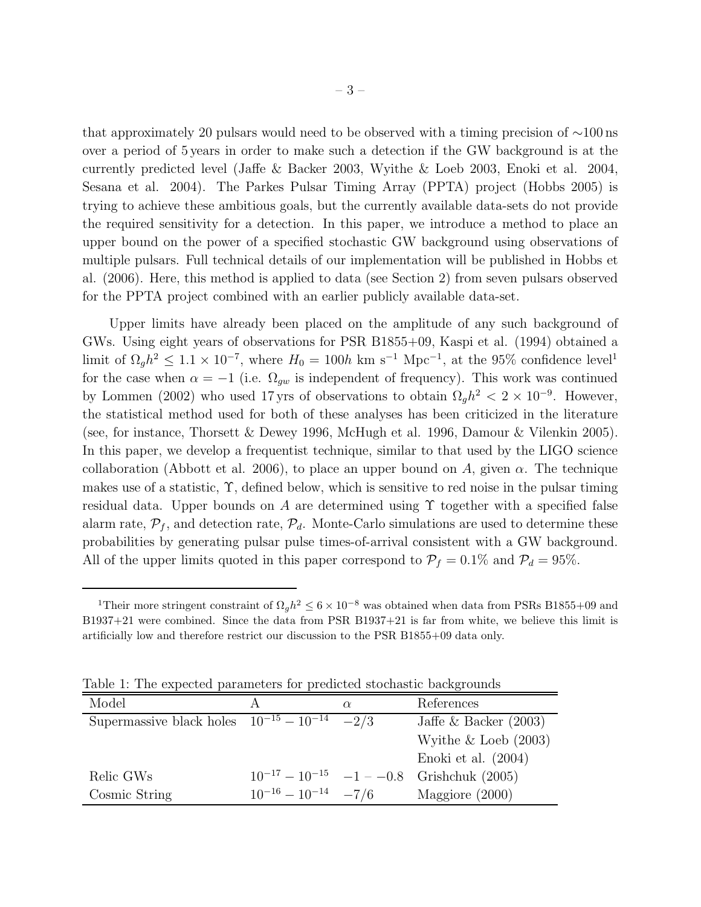that approximately 20 pulsars would need to be observed with a timing precision of $\sim$100 ns over a period of 5 years in order to make such a detection if the GW background is at the currently predicted level (Jaffe & Backer 2003, Wyithe & Loeb 2003, Enoki et al. 2004, Sesana et al. 2004). The Parkes Pulsar Timing Array (PPTA) project (Hobbs 2005) is trying to achieve these ambitious goals, but the currently available data-sets do not provide the required sensitivity for a detection. In this paper, we introduce a method to place an upper bound on the power of a specified stochastic GW background using observations of multiple pulsars. Full technical details of our implementation will be published in Hobbs et al. (2006). Here, this method is applied to data (see Section 2) from seven pulsars observed for the PPTA project combined with an earlier publicly available data-set.

Upper limits have already been placed on the amplitude of any such background of GWs. Using eight years of observations for PSR B1855+09, Kaspi et al. (1994) obtained a limit of $\Omega_g h^2 \leq 1.1 \times 10^{-7}$, where $H_0 = 100h$ km s$^{-1}$ Mpc$^{-1}$, at the 95% confidence level[1] for the case when $\alpha = -1$ (i.e. $\Omega_{gw}$ is independent of frequency). This work was continued by Lommen (2002) who used 17 yrs of observations to obtain $\Omega_g h^2 < 2 \times 10^{-9}$. However, the statistical method used for both of these analyses has been criticized in the literature (see, for instance, Thorsett & Dewey 1996, McHugh et al. 1996, Damour & Vilenkin 2005). In this paper, we develop a frequentist technique, similar to that used by the LIGO science collaboration (Abbott et al. 2006), to place an upper bound on $A$, given $\alpha$. The technique makes use of a statistic, $\Upsilon$, defined below, which is sensitive to red noise in the pulsar timing residual data. Upper bounds on $A$ are determined using $\Upsilon$ together with a specified false alarm rate, $\mathcal{P}_f$, and detection rate, $\mathcal{P}_d$. Monte-Carlo simulations are used to determine these probabilities by generating pulsar pulse times-of-arrival consistent with a GW background. All of the upper limits quoted in this paper correspond to $\mathcal{P}_f = 0.1\%$ and $\mathcal{P}_d = 95\%$.

[1] Their more stringent constraint of $\Omega_g h^2 \leq 6 \times 10^{-8}$ was obtained when data from PSRs B1855+09 and B1937+21 were combined. Since the data from PSR B1937+21 is far from white, we believe this limit is artificially low and therefore restrict our discussion to the PSR B1855+09 data only.

Table 1: The expected parameters for predicted stochastic backgrounds

| Model | A | $\alpha$ | References |
|---|---|---|---|
| Supermassive black holes | $10^{-15} - 10^{-14}$ | $-2/3$ | Jaffe & Backer (2003) |
| | | | Wyithe & Loeb (2003) |
| | | | Enoki et al. (2004) |
| Relic GWs | $10^{-17} - 10^{-15}$ | $-1 - -0.8$ | Grishchuk (2005) |
| Cosmic String | $10^{-16} - 10^{-14}$ | $-7/6$ | Maggiore (2000) |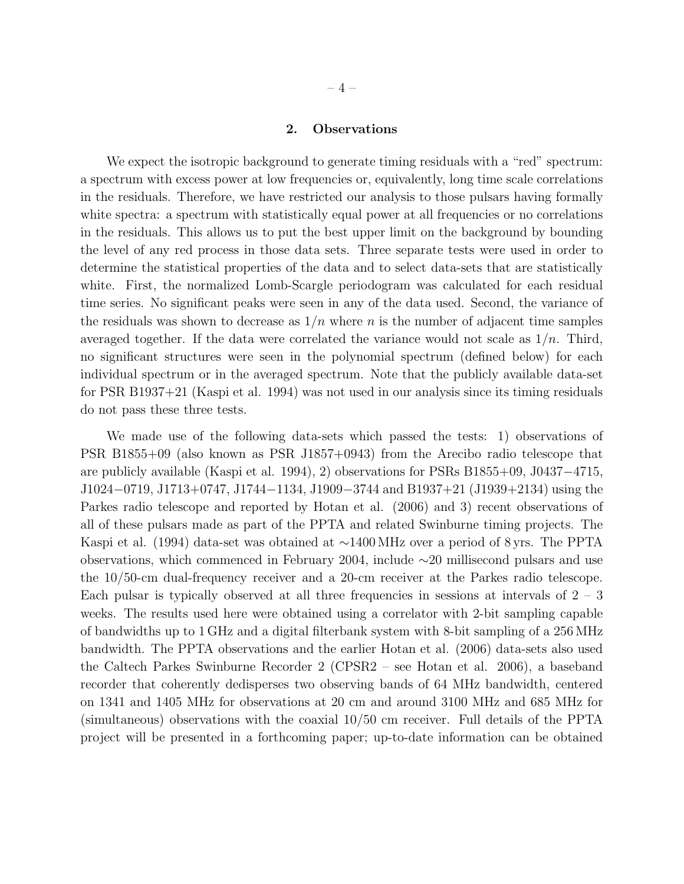## 2. Observations

We expect the isotropic background to generate timing residuals with a "red" spectrum: a spectrum with excess power at low frequencies or, equivalently, long time scale correlations in the residuals. Therefore, we have restricted our analysis to those pulsars having formally white spectra: a spectrum with statistically equal power at all frequencies or no correlations in the residuals. This allows us to put the best upper limit on the background by bounding the level of any red process in those data sets. Three separate tests were used in order to determine the statistical properties of the data and to select data-sets that are statistically white. First, the normalized Lomb-Scargle periodogram was calculated for each residual time series. No significant peaks were seen in any of the data used. Second, the variance of the residuals was shown to decrease as $1/n$ where $n$ is the number of adjacent time samples averaged together. If the data were correlated the variance would not scale as $1/n$. Third, no significant structures were seen in the polynomial spectrum (defined below) for each individual spectrum or in the averaged spectrum. Note that the publicly available data-set for PSR B1937+21 (Kaspi et al. 1994) was not used in our analysis since its timing residuals do not pass these three tests.

We made use of the following data-sets which passed the tests: 1) observations of PSR B1855+09 (also known as PSR J1857+0943) from the Arecibo radio telescope that are publicly available (Kaspi et al. 1994), 2) observations for PSRs B1855+09, J0437−4715, J1024−0719, J1713+0747, J1744−1134, J1909−3744 and B1937+21 (J1939+2134) using the Parkes radio telescope and reported by Hotan et al. (2006) and 3) recent observations of all of these pulsars made as part of the PPTA and related Swinburne timing projects. The Kaspi et al. (1994) data-set was obtained at $\sim$1400 MHz over a period of 8 yrs. The PPTA observations, which commenced in February 2004, include $\sim$20 millisecond pulsars and use the 10/50-cm dual-frequency receiver and a 20-cm receiver at the Parkes radio telescope. Each pulsar is typically observed at all three frequencies in sessions at intervals of 2 – 3 weeks. The results used here were obtained using a correlator with 2-bit sampling capable of bandwidths up to 1 GHz and a digital filterbank system with 8-bit sampling of a 256 MHz bandwidth. The PPTA observations and the earlier Hotan et al. (2006) data-sets also used the Caltech Parkes Swinburne Recorder 2 (CPSR2 – see Hotan et al. 2006), a baseband recorder that coherently dedisperses two observing bands of 64 MHz bandwidth, centered on 1341 and 1405 MHz for observations at 20 cm and around 3100 MHz and 685 MHz for (simultaneous) observations with the coaxial 10/50 cm receiver. Full details of the PPTA project will be presented in a forthcoming paper; up-to-date information can be obtained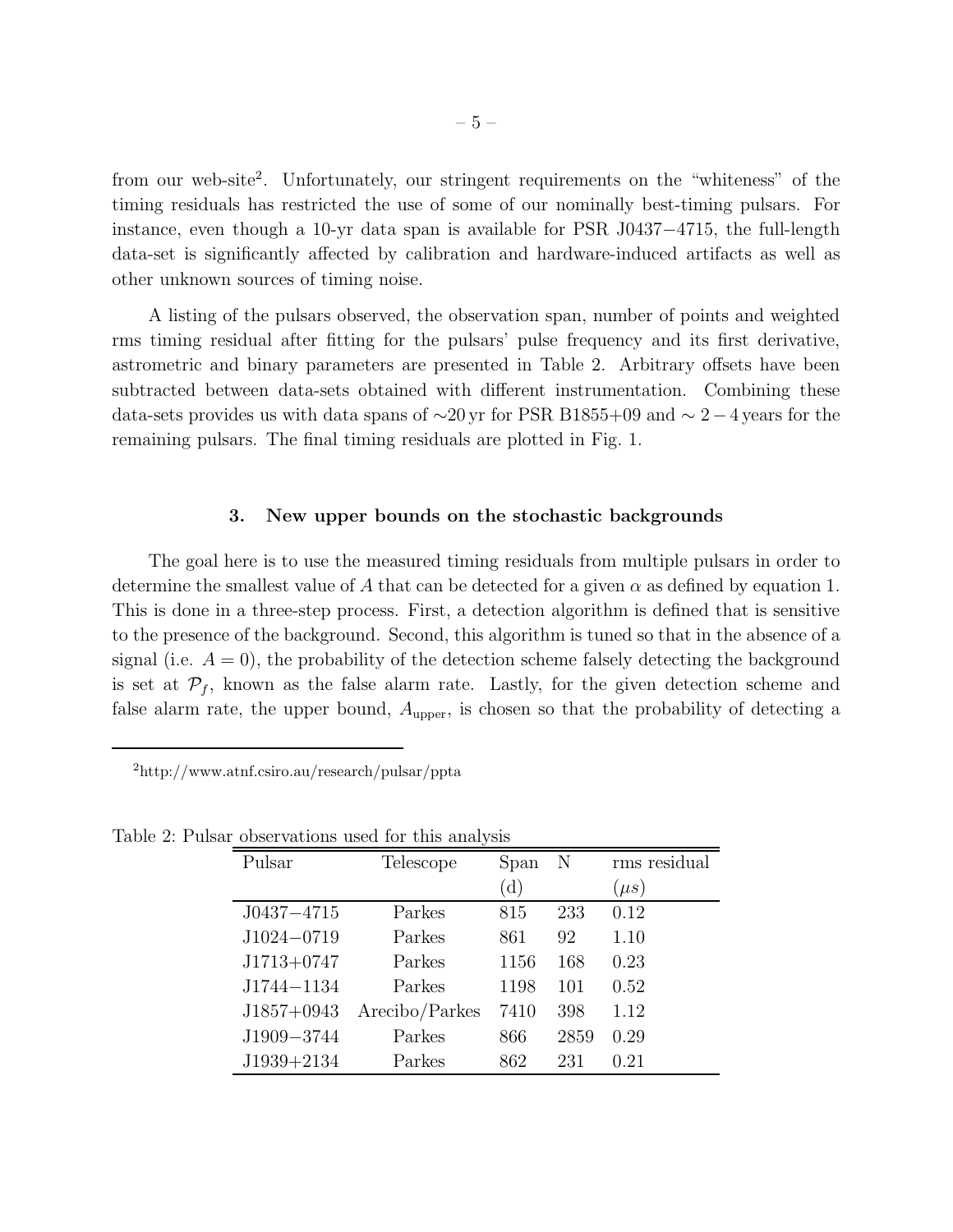from our web-site[2]. Unfortunately, our stringent requirements on the "whiteness" of the timing residuals has restricted the use of some of our nominally best-timing pulsars. For instance, even though a 10-yr data span is available for PSR J0437−4715, the full-length data-set is significantly affected by calibration and hardware-induced artifacts as well as other unknown sources of timing noise.

A listing of the pulsars observed, the observation span, number of points and weighted rms timing residual after fitting for the pulsars' pulse frequency and its first derivative, astrometric and binary parameters are presented in Table 2. Arbitrary offsets have been subtracted between data-sets obtained with different instrumentation. Combining these data-sets provides us with data spans of ∼20 yr for PSR B1855+09 and $\sim 2-4$ years for the remaining pulsars. The final timing residuals are plotted in Fig. 1.

## 3. New upper bounds on the stochastic backgrounds

The goal here is to use the measured timing residuals from multiple pulsars in order to determine the smallest value of $A$ that can be detected for a given $\alpha$ as defined by equation 1. This is done in a three-step process. First, a detection algorithm is defined that is sensitive to the presence of the background. Second, this algorithm is tuned so that in the absence of a signal (i.e. $A = 0$), the probability of the detection scheme falsely detecting the background is set at $\mathcal{P}_f$, known as the false alarm rate. Lastly, for the given detection scheme and false alarm rate, the upper bound, $A_{\rm upper}$, is chosen so that the probability of detecting a

[2] http://www.atnf.csiro.au/research/pulsar/ppta

Table 2: Pulsar observations used for this analysis

| Pulsar | Telescope | Span (d) | N | rms residual ($\mu s$) |
|---|---|---|---|---|
| J0437−4715 | Parkes | 815 | 233 | 0.12 |
| J1024−0719 | Parkes | 861 | 92 | 1.10 |
| J1713+0747 | Parkes | 1156 | 168 | 0.23 |
| J1744−1134 | Parkes | 1198 | 101 | 0.52 |
| J1857+0943 | Arecibo/Parkes | 7410 | 398 | 1.12 |
| J1909−3744 | Parkes | 866 | 2859 | 0.29 |
| J1939+2134 | Parkes | 862 | 231 | 0.21 |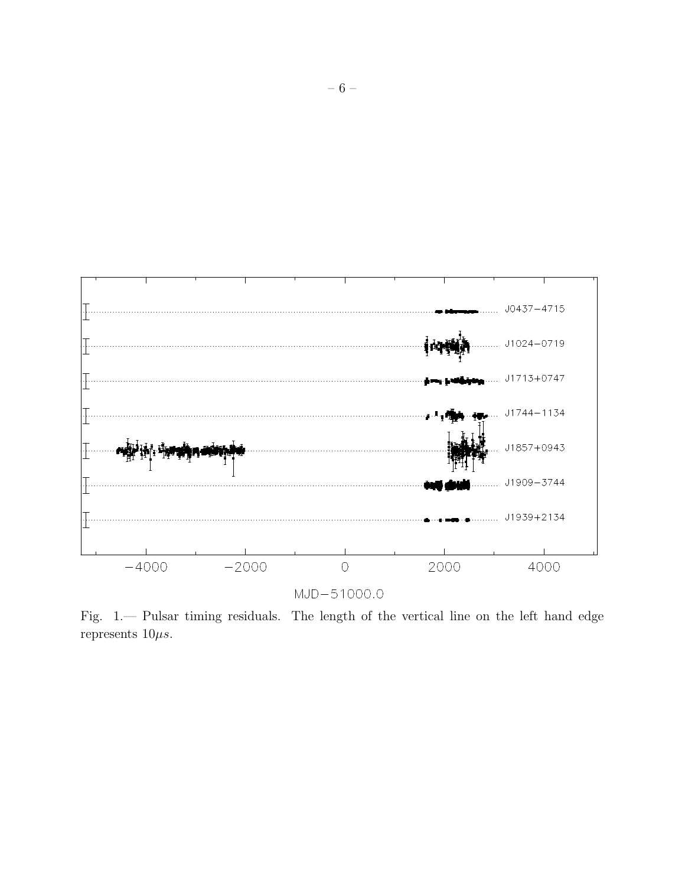Fig. 1.— Pulsar timing residuals. The length of the vertical line on the left hand edge represents $10\mu s$.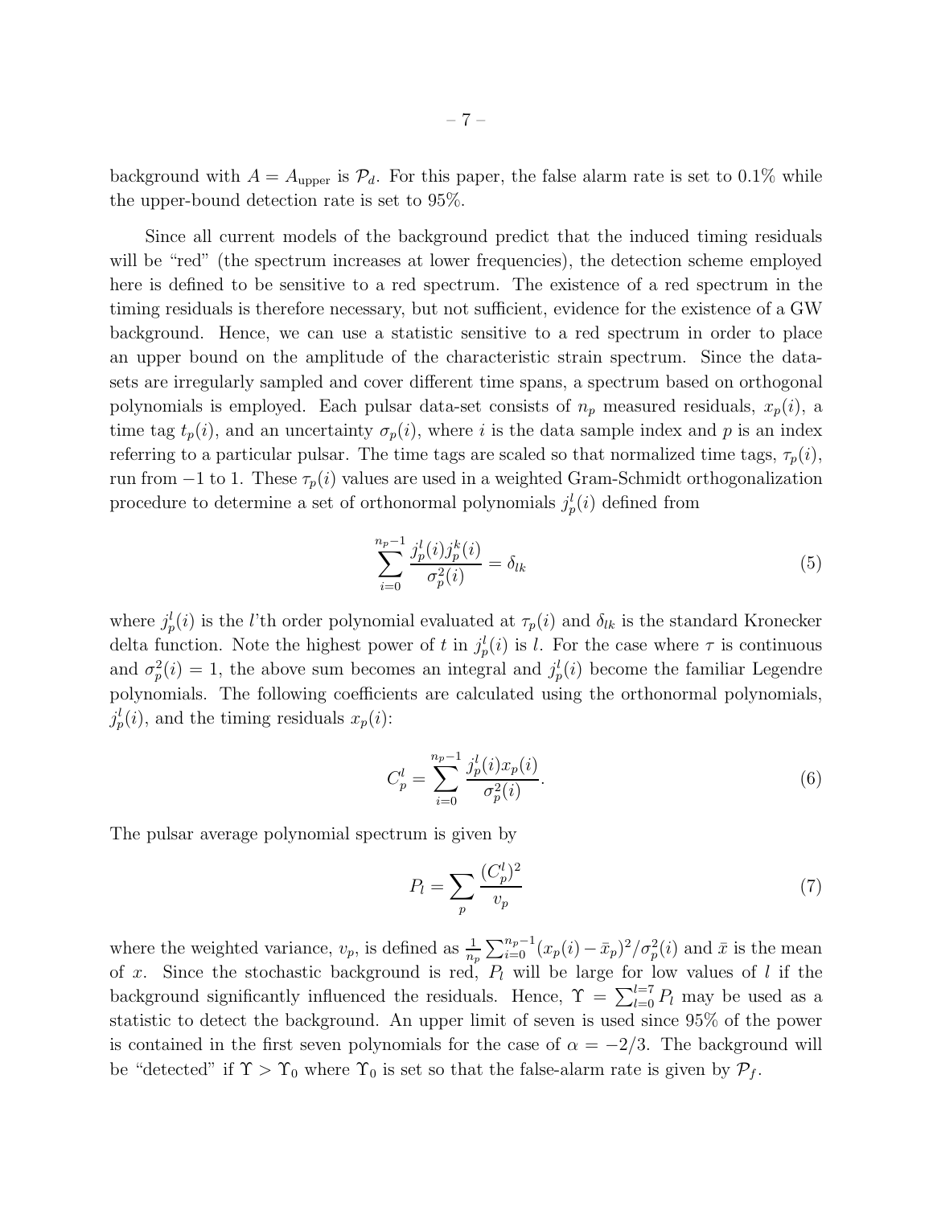background with $A = A_{\rm upper}$ is $\mathcal{P}_d$. For this paper, the false alarm rate is set to 0.1% while the upper-bound detection rate is set to 95%.

Since all current models of the background predict that the induced timing residuals will be "red" (the spectrum increases at lower frequencies), the detection scheme employed here is defined to be sensitive to a red spectrum. The existence of a red spectrum in the timing residuals is therefore necessary, but not sufficient, evidence for the existence of a GW background. Hence, we can use a statistic sensitive to a red spectrum in order to place an upper bound on the amplitude of the characteristic strain spectrum. Since the data-sets are irregularly sampled and cover different time spans, a spectrum based on orthogonal polynomials is employed. Each pulsar data-set consists of $n_p$ measured residuals, $x_p(i)$, a time tag $t_p(i)$, and an uncertainty $\sigma_p(i)$, where $i$ is the data sample index and $p$ is an index referring to a particular pulsar. The time tags are scaled so that normalized time tags, $\tau_p(i)$, run from $-1$ to 1. These $\tau_p(i)$ values are used in a weighted Gram-Schmidt orthogonalization procedure to determine a set of orthonormal polynomials $j_p^l(i)$ defined from

$$\sum_{i=0}^{n_p-1} \frac{j_p^l(i) j_p^k(i)}{\sigma_p^2(i)} = \delta_{lk} \tag{5}$$

where $j_p^l(i)$ is the $l$'th order polynomial evaluated at $\tau_p(i)$ and $\delta_{lk}$ is the standard Kronecker delta function. Note the highest power of $t$ in $j_p^l(i)$ is $l$. For the case where $\tau$ is continuous and $\sigma_p^2(i) = 1$, the above sum becomes an integral and $j_p^l(i)$ become the familiar Legendre polynomials. The following coefficients are calculated using the orthonormal polynomials, $j_p^l(i)$, and the timing residuals $x_p(i)$:

$$C_p^l = \sum_{i=0}^{n_p-1} \frac{j_p^l(i) x_p(i)}{\sigma_p^2(i)}. \tag{6}$$

The pulsar average polynomial spectrum is given by

$$P_l = \sum_p \frac{(C_p^l)^2}{v_p} \tag{7}$$

where the weighted variance, $v_p$, is defined as $\frac{1}{n_p}\sum_{i=0}^{n_p-1}(x_p(i) - \bar{x}_p)^2/\sigma_p^2(i)$ and $\bar{x}$ is the mean of $x$. Since the stochastic background is red, $P_l$ will be large for low values of $l$ if the background significantly influenced the residuals. Hence, $\Upsilon = \sum_{l=0}^{l=7} P_l$ may be used as a statistic to detect the background. An upper limit of seven is used since 95% of the power is contained in the first seven polynomials for the case of $\alpha = -2/3$. The background will be "detected" if $\Upsilon > \Upsilon_0$ where $\Upsilon_0$ is set so that the false-alarm rate is given by $\mathcal{P}_f$.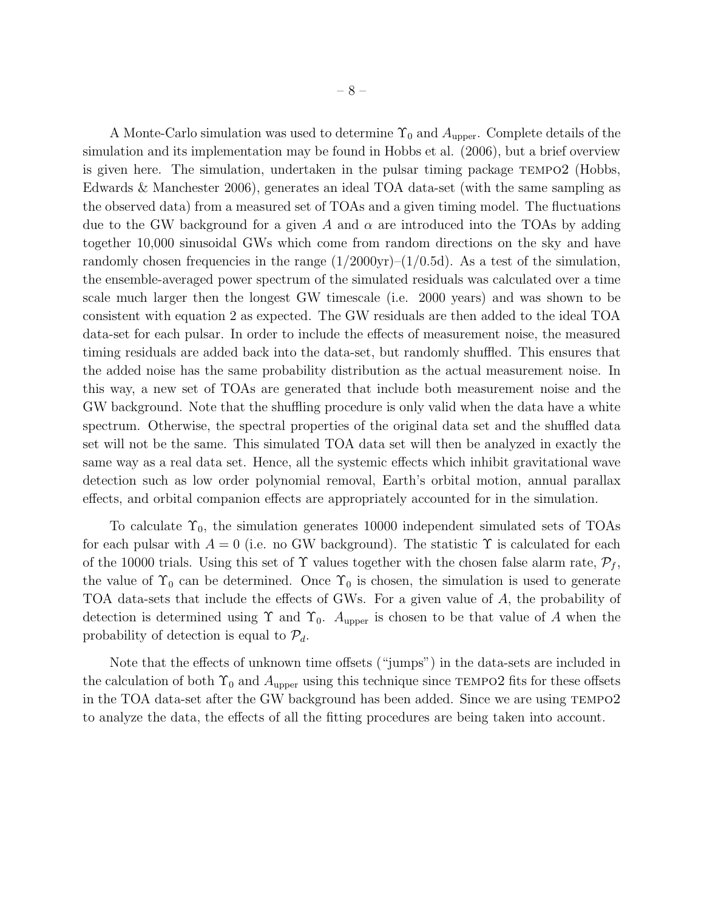A Monte-Carlo simulation was used to determine $\Upsilon_0$ and $A_{\rm upper}$. Complete details of the simulation and its implementation may be found in Hobbs et al. (2006), but a brief overview is given here. The simulation, undertaken in the pulsar timing package TEMPO2 (Hobbs, Edwards & Manchester 2006), generates an ideal TOA data-set (with the same sampling as the observed data) from a measured set of TOAs and a given timing model. The fluctuations due to the GW background for a given $A$ and $\alpha$ are introduced into the TOAs by adding together 10,000 sinusoidal GWs which come from random directions on the sky and have randomly chosen frequencies in the range (1/2000yr)–(1/0.5d). As a test of the simulation, the ensemble-averaged power spectrum of the simulated residuals was calculated over a time scale much larger then the longest GW timescale (i.e. 2000 years) and was shown to be consistent with equation 2 as expected. The GW residuals are then added to the ideal TOA data-set for each pulsar. In order to include the effects of measurement noise, the measured timing residuals are added back into the data-set, but randomly shuffled. This ensures that the added noise has the same probability distribution as the actual measurement noise. In this way, a new set of TOAs are generated that include both measurement noise and the GW background. Note that the shuffling procedure is only valid when the data have a white spectrum. Otherwise, the spectral properties of the original data set and the shuffled data set will not be the same. This simulated TOA data set will then be analyzed in exactly the same way as a real data set. Hence, all the systemic effects which inhibit gravitational wave detection such as low order polynomial removal, Earth's orbital motion, annual parallax effects, and orbital companion effects are appropriately accounted for in the simulation.

To calculate $\Upsilon_0$, the simulation generates 10000 independent simulated sets of TOAs for each pulsar with $A = 0$ (i.e. no GW background). The statistic $\Upsilon$ is calculated for each of the 10000 trials. Using this set of $\Upsilon$ values together with the chosen false alarm rate, $\mathcal{P}_f$, the value of $\Upsilon_0$ can be determined. Once $\Upsilon_0$ is chosen, the simulation is used to generate TOA data-sets that include the effects of GWs. For a given value of $A$, the probability of detection is determined using $\Upsilon$ and $\Upsilon_0$. $A_{\rm upper}$ is chosen to be that value of $A$ when the probability of detection is equal to $\mathcal{P}_d$.

Note that the effects of unknown time offsets ("jumps") in the data-sets are included in the calculation of both $\Upsilon_0$ and $A_{\rm upper}$ using this technique since TEMPO2 fits for these offsets in the TOA data-set after the GW background has been added. Since we are using TEMPO2 to analyze the data, the effects of all the fitting procedures are being taken into account.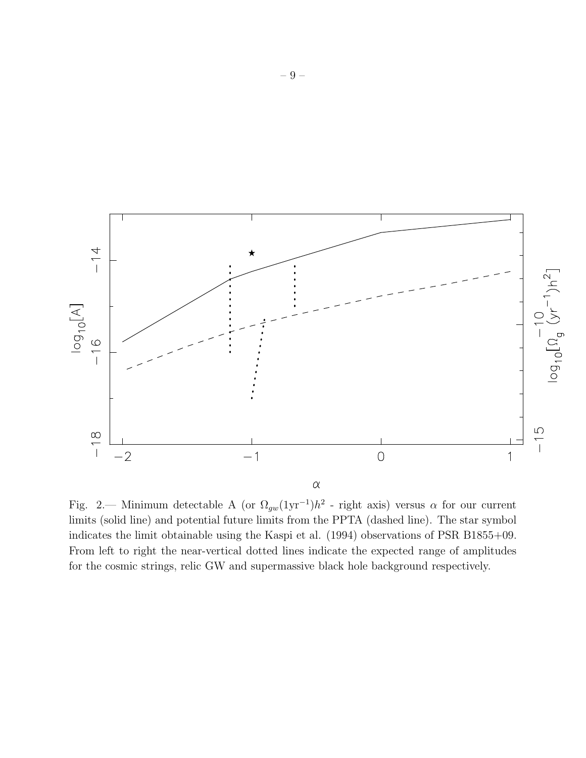Fig. 2.— Minimum detectable A (or $\Omega_{gw}(1\mathrm{yr}^{-1})h^2$ - right axis) versus $\alpha$ for our current limits (solid line) and potential future limits from the PPTA (dashed line). The star symbol indicates the limit obtainable using the Kaspi et al. (1994) observations of PSR B1855+09. From left to right the near-vertical dotted lines indicate the expected range of amplitudes for the cosmic strings, relic GW and supermassive black hole background respectively.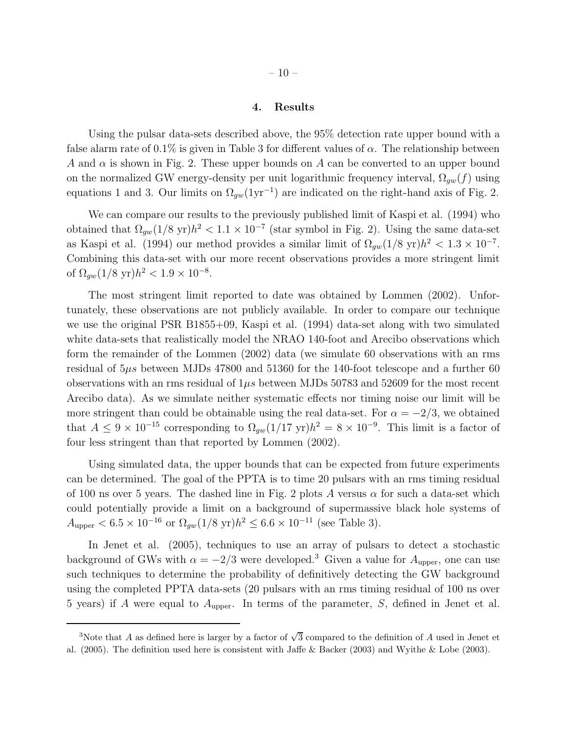## 4. Results

Using the pulsar data-sets described above, the 95% detection rate upper bound with a false alarm rate of 0.1% is given in Table 3 for different values of $\alpha$. The relationship between $A$ and $\alpha$ is shown in Fig. 2. These upper bounds on $A$ can be converted to an upper bound on the normalized GW energy-density per unit logarithmic frequency interval, $\Omega_{gw}(f)$ using equations 1 and 3. Our limits on $\Omega_{gw}(1\text{yr}^{-1})$ are indicated on the right-hand axis of Fig. 2.

We can compare our results to the previously published limit of Kaspi et al. (1994) who obtained that $\Omega_{gw}(1/8\text{ yr})h^2 < 1.1 \times 10^{-7}$ (star symbol in Fig. 2). Using the same data-set as Kaspi et al. (1994) our method provides a similar limit of $\Omega_{gw}(1/8\text{ yr})h^2 < 1.3 \times 10^{-7}$. Combining this data-set with our more recent observations provides a more stringent limit of $\Omega_{gw}(1/8\text{ yr})h^2 < 1.9 \times 10^{-8}$.

The most stringent limit reported to date was obtained by Lommen (2002). Unfortunately, these observations are not publicly available. In order to compare our technique we use the original PSR B1855+09, Kaspi et al. (1994) data-set along with two simulated white data-sets that realistically model the NRAO 140-foot and Arecibo observations which form the remainder of the Lommen (2002) data (we simulate 60 observations with an rms residual of $5\mu s$ between MJDs 47800 and 51360 for the 140-foot telescope and a further 60 observations with an rms residual of $1\mu s$ between MJDs 50783 and 52609 for the most recent Arecibo data). As we simulate neither systematic effects nor timing noise our limit will be more stringent than could be obtainable using the real data-set. For $\alpha = -2/3$, we obtained that $A \leq 9 \times 10^{-15}$ corresponding to $\Omega_{gw}(1/17\text{ yr})h^2 = 8 \times 10^{-9}$. This limit is a factor of four less stringent than that reported by Lommen (2002).

Using simulated data, the upper bounds that can be expected from future experiments can be determined. The goal of the PPTA is to time 20 pulsars with an rms timing residual of 100 ns over 5 years. The dashed line in Fig. 2 plots $A$ versus $\alpha$ for such a data-set which could potentially provide a limit on a background of supermassive black hole systems of $A_{\text{upper}} < 6.5 \times 10^{-16}$ or $\Omega_{gw}(1/8\text{ yr})h^2 \leq 6.6 \times 10^{-11}$ (see Table 3).

In Jenet et al. (2005), techniques to use an array of pulsars to detect a stochastic background of GWs with $\alpha = -2/3$ were developed.[3] Given a value for $A_{\text{upper}}$, one can use such techniques to determine the probability of definitively detecting the GW background using the completed PPTA data-sets (20 pulsars with an rms timing residual of 100 ns over 5 years) if $A$ were equal to $A_{\text{upper}}$. In terms of the parameter, $S$, defined in Jenet et al.

---

[3] Note that $A$ as defined here is larger by a factor of $\sqrt{3}$ compared to the definition of $A$ used in Jenet et al. (2005). The definition used here is consistent with Jaffe & Backer (2003) and Wyithe & Lobe (2003).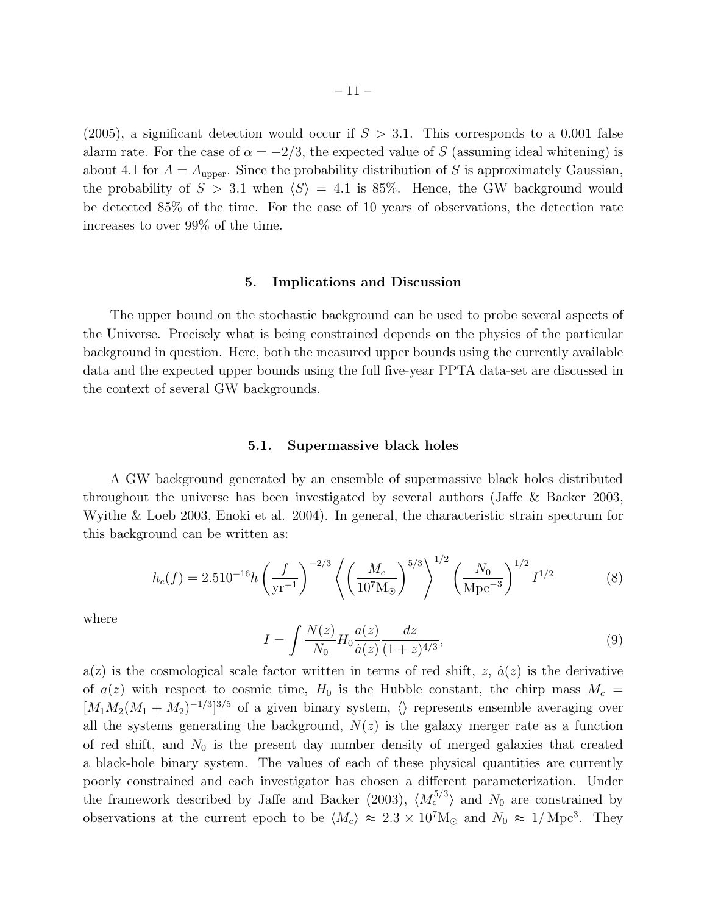(2005), a significant detection would occur if $S > 3.1$. This corresponds to a 0.001 false alarm rate. For the case of $\alpha = -2/3$, the expected value of $S$ (assuming ideal whitening) is about 4.1 for $A = A_{\rm upper}$. Since the probability distribution of $S$ is approximately Gaussian, the probability of $S > 3.1$ when $\langle S \rangle = 4.1$ is 85%. Hence, the GW background would be detected 85% of the time. For the case of 10 years of observations, the detection rate increases to over 99% of the time.

## 5. Implications and Discussion

The upper bound on the stochastic background can be used to probe several aspects of the Universe. Precisely what is being constrained depends on the physics of the particular background in question. Here, both the measured upper bounds using the currently available data and the expected upper bounds using the full five-year PPTA data-set are discussed in the context of several GW backgrounds.

### 5.1. Supermassive black holes

A GW background generated by an ensemble of supermassive black holes distributed throughout the universe has been investigated by several authors (Jaffe & Backer 2003, Wyithe & Loeb 2003, Enoki et al. 2004). In general, the characteristic strain spectrum for this background can be written as:

$$h_c(f) = 2.510^{-16} h \left(\frac{f}{\rm yr^{-1}}\right)^{-2/3} \left\langle \left(\frac{M_c}{10^7 {\rm M}_\odot}\right)^{5/3} \right\rangle^{1/2} \left(\frac{N_0}{\rm Mpc^{-3}}\right)^{1/2} I^{1/2} \tag{8}$$

where

$$I = \int \frac{N(z)}{N_0} H_0 \frac{a(z)}{\dot{a}(z)} \frac{dz}{(1+z)^{4/3}}, \tag{9}$$

a(z) is the cosmological scale factor written in terms of red shift, $z$, $\dot{a}(z)$ is the derivative of $a(z)$ with respect to cosmic time, $H_0$ is the Hubble constant, the chirp mass $M_c = [M_1 M_2 (M_1 + M_2)^{-1/3}]^{3/5}$ of a given binary system, $\langle\rangle$ represents ensemble averaging over all the systems generating the background, $N(z)$ is the galaxy merger rate as a function of red shift, and $N_0$ is the present day number density of merged galaxies that created a black-hole binary system. The values of each of these physical quantities are currently poorly constrained and each investigator has chosen a different parameterization. Under the framework described by Jaffe and Backer (2003), $\langle M_c^{5/3} \rangle$ and $N_0$ are constrained by observations at the current epoch to be $\langle M_c \rangle \approx 2.3 \times 10^7 {\rm M}_\odot$ and $N_0 \approx 1/\,{\rm Mpc}^3$. They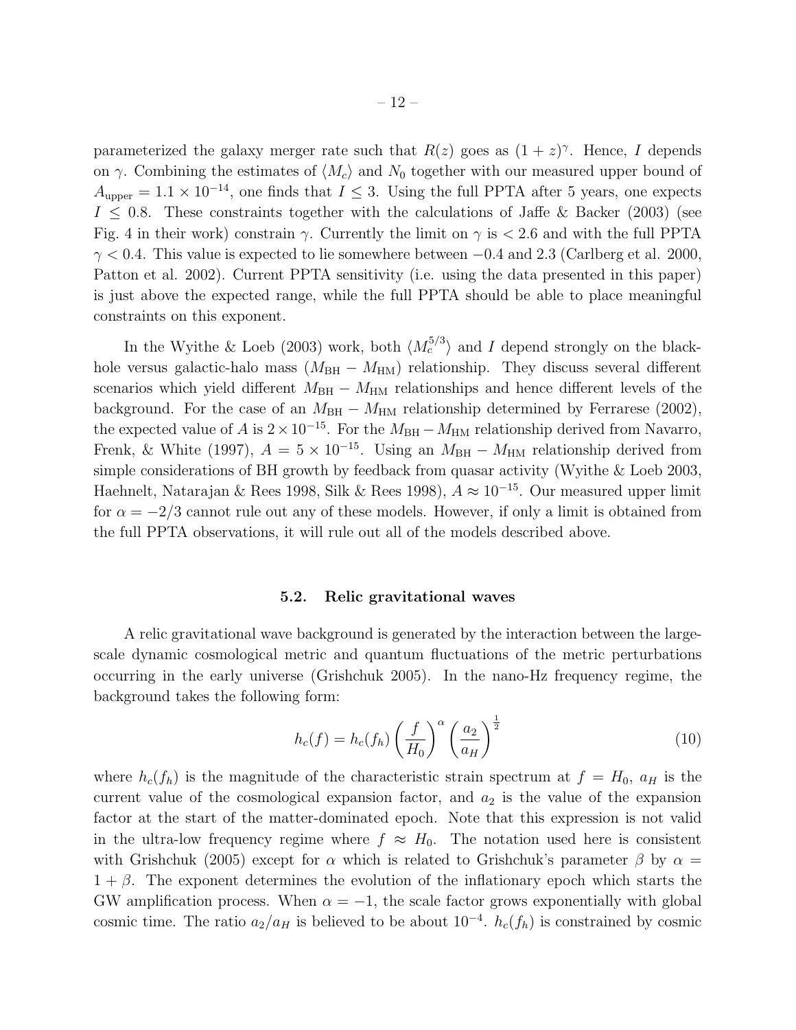parameterized the galaxy merger rate such that $R(z)$ goes as $(1+z)^\gamma$. Hence, $I$ depends on $\gamma$. Combining the estimates of $\langle M_c \rangle$ and $N_0$ together with our measured upper bound of $A_{\rm upper} = 1.1 \times 10^{-14}$, one finds that $I \leq 3$. Using the full PPTA after 5 years, one expects $I \leq 0.8$. These constraints together with the calculations of Jaffe & Backer (2003) (see Fig. 4 in their work) constrain $\gamma$. Currently the limit on $\gamma$ is $< 2.6$ and with the full PPTA $\gamma < 0.4$. This value is expected to lie somewhere between $-0.4$ and 2.3 (Carlberg et al. 2000, Patton et al. 2002). Current PPTA sensitivity (i.e. using the data presented in this paper) is just above the expected range, while the full PPTA should be able to place meaningful constraints on this exponent.

In the Wyithe & Loeb (2003) work, both $\langle M_c^{5/3} \rangle$ and $I$ depend strongly on the black-hole versus galactic-halo mass ($M_{\rm BH} - M_{\rm HM}$) relationship. They discuss several different scenarios which yield different $M_{\rm BH} - M_{\rm HM}$ relationships and hence different levels of the background. For the case of an $M_{\rm BH} - M_{\rm HM}$ relationship determined by Ferrarese (2002), the expected value of $A$ is $2 \times 10^{-15}$. For the $M_{\rm BH} - M_{\rm HM}$ relationship derived from Navarro, Frenk, & White (1997), $A = 5 \times 10^{-15}$. Using an $M_{\rm BH} - M_{\rm HM}$ relationship derived from simple considerations of BH growth by feedback from quasar activity (Wyithe & Loeb 2003, Haehnelt, Natarajan & Rees 1998, Silk & Rees 1998), $A \approx 10^{-15}$. Our measured upper limit for $\alpha = -2/3$ cannot rule out any of these models. However, if only a limit is obtained from the full PPTA observations, it will rule out all of the models described above.

### 5.2. Relic gravitational waves

A relic gravitational wave background is generated by the interaction between the large-scale dynamic cosmological metric and quantum fluctuations of the metric perturbations occurring in the early universe (Grishchuk 2005). In the nano-Hz frequency regime, the background takes the following form:

$$h_c(f) = h_c(f_h) \left( \frac{f}{H_0} \right)^\alpha \left( \frac{a_2}{a_H} \right)^{\frac{1}{2}} \tag{10}$$

where $h_c(f_h)$ is the magnitude of the characteristic strain spectrum at $f = H_0$, $a_H$ is the current value of the cosmological expansion factor, and $a_2$ is the value of the expansion factor at the start of the matter-dominated epoch. Note that this expression is not valid in the ultra-low frequency regime where $f \approx H_0$. The notation used here is consistent with Grishchuk (2005) except for $\alpha$ which is related to Grishchuk's parameter $\beta$ by $\alpha = 1 + \beta$. The exponent determines the evolution of the inflationary epoch which starts the GW amplification process. When $\alpha = -1$, the scale factor grows exponentially with global cosmic time. The ratio $a_2/a_H$ is believed to be about $10^{-4}$. $h_c(f_h)$ is constrained by cosmic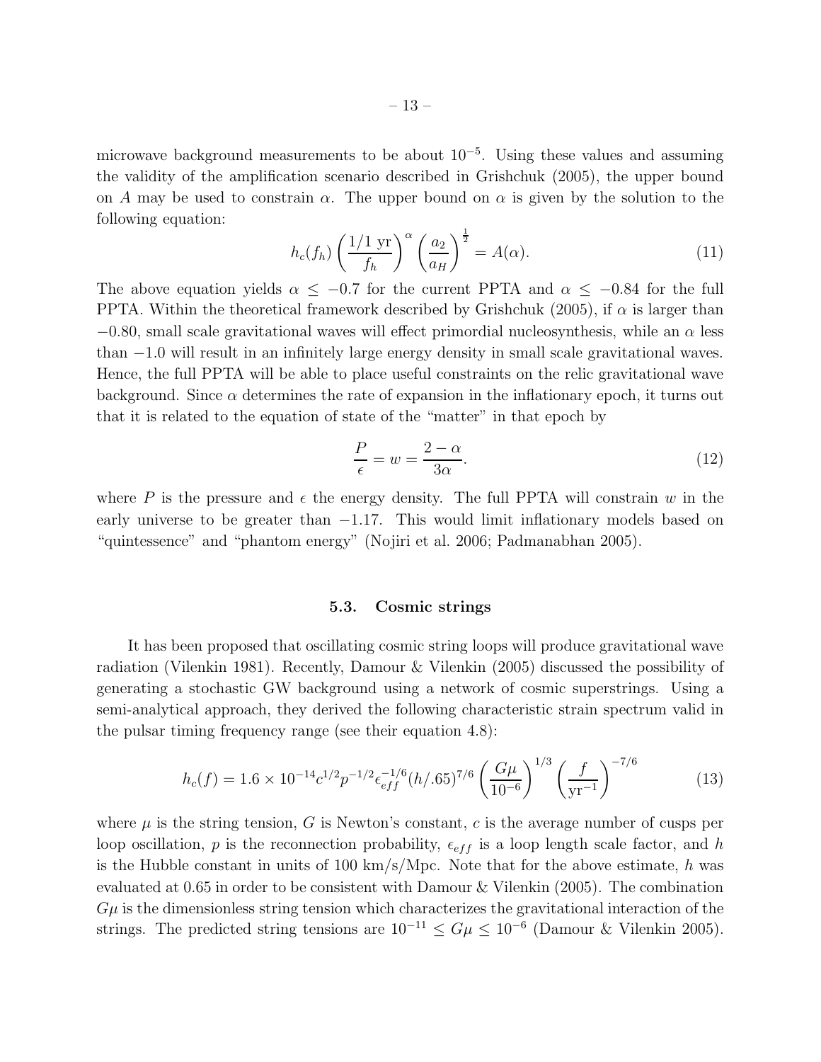microwave background measurements to be about $10^{-5}$. Using these values and assuming the validity of the amplification scenario described in Grishchuk (2005), the upper bound on $A$ may be used to constrain $\alpha$. The upper bound on $\alpha$ is given by the solution to the following equation:

$$h_c(f_h)\left(\frac{1/1\ \mathrm{yr}}{f_h}\right)^{\alpha}\left(\frac{a_2}{a_H}\right)^{\frac{1}{2}} = A(\alpha). \tag{11}$$

The above equation yields $\alpha \leq -0.7$ for the current PPTA and $\alpha \leq -0.84$ for the full PPTA. Within the theoretical framework described by Grishchuk (2005), if $\alpha$ is larger than $-0.80$, small scale gravitational waves will effect primordial nucleosynthesis, while an $\alpha$ less than $-1.0$ will result in an infinitely large energy density in small scale gravitational waves. Hence, the full PPTA will be able to place useful constraints on the relic gravitational wave background. Since $\alpha$ determines the rate of expansion in the inflationary epoch, it turns out that it is related to the equation of state of the "matter" in that epoch by

$$\frac{P}{\epsilon} = w = \frac{2-\alpha}{3\alpha}. \tag{12}$$

where $P$ is the pressure and $\epsilon$ the energy density. The full PPTA will constrain $w$ in the early universe to be greater than $-1.17$. This would limit inflationary models based on "quintessence" and "phantom energy" (Nojiri et al. 2006; Padmanabhan 2005).

### 5.3. Cosmic strings

It has been proposed that oscillating cosmic string loops will produce gravitational wave radiation (Vilenkin 1981). Recently, Damour & Vilenkin (2005) discussed the possibility of generating a stochastic GW background using a network of cosmic superstrings. Using a semi-analytical approach, they derived the following characteristic strain spectrum valid in the pulsar timing frequency range (see their equation 4.8):

$$h_c(f) = 1.6\times10^{-14}c^{1/2}p^{-1/2}\epsilon_{eff}^{-1/6}(h/.65)^{7/6}\left(\frac{G\mu}{10^{-6}}\right)^{1/3}\left(\frac{f}{\mathrm{yr}^{-1}}\right)^{-7/6} \tag{13}$$

where $\mu$ is the string tension, $G$ is Newton's constant, $c$ is the average number of cusps per loop oscillation, $p$ is the reconnection probability, $\epsilon_{eff}$ is a loop length scale factor, and $h$ is the Hubble constant in units of 100 km/s/Mpc. Note that for the above estimate, $h$ was evaluated at 0.65 in order to be consistent with Damour & Vilenkin (2005). The combination $G\mu$ is the dimensionless string tension which characterizes the gravitational interaction of the strings. The predicted string tensions are $10^{-11} \leq G\mu \leq 10^{-6}$ (Damour & Vilenkin 2005).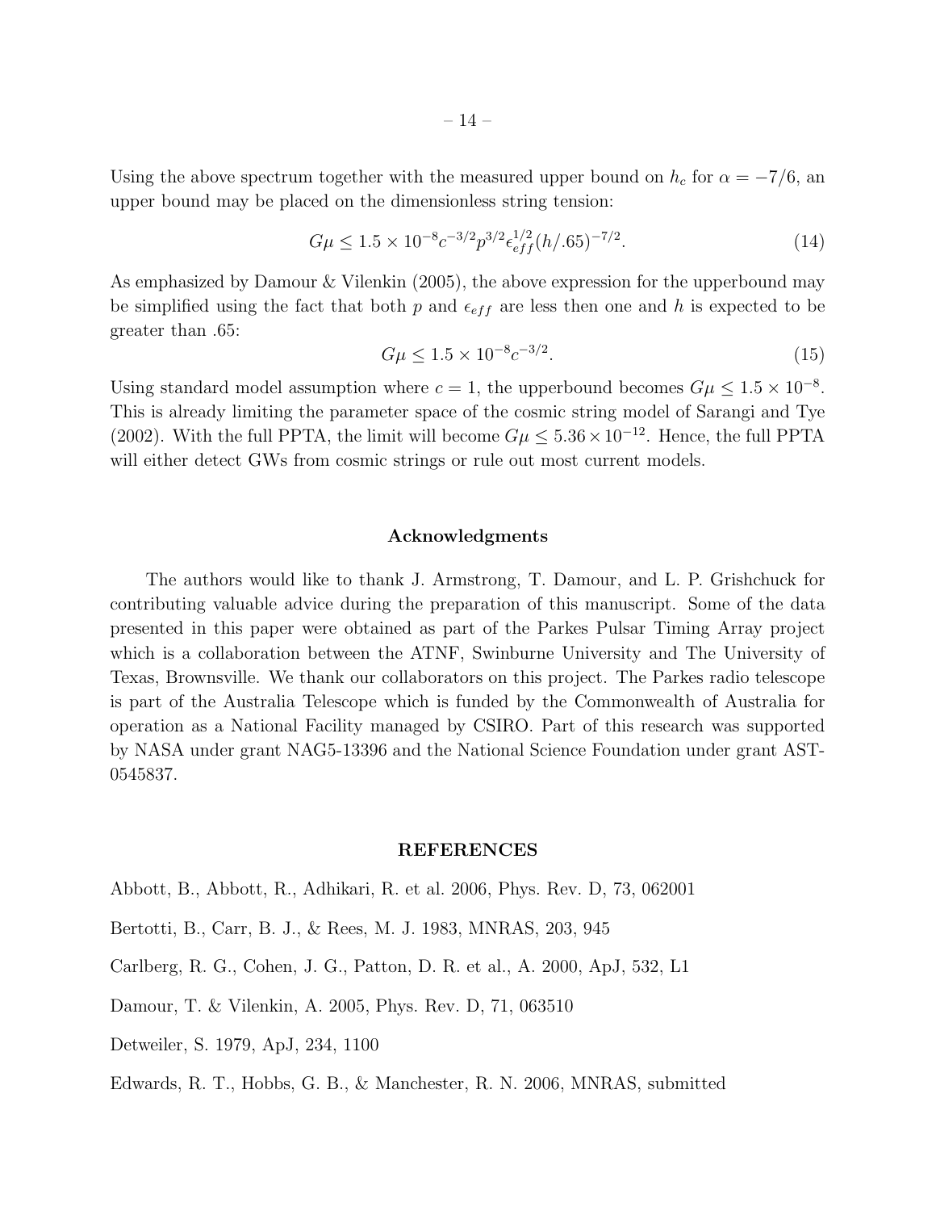Using the above spectrum together with the measured upper bound on $h_c$ for $\alpha = -7/6$, an upper bound may be placed on the dimensionless string tension:

$$G\mu \leq 1.5 \times 10^{-8} c^{-3/2} p^{3/2} \epsilon_{eff}^{1/2} (h/.65)^{-7/2}. \tag{14}$$

As emphasized by Damour & Vilenkin (2005), the above expression for the upperbound may be simplified using the fact that both $p$ and $\epsilon_{eff}$ are less then one and $h$ is expected to be greater than .65:

$$G\mu \leq 1.5 \times 10^{-8} c^{-3/2}. \tag{15}$$

Using standard model assumption where $c = 1$, the upperbound becomes $G\mu \leq 1.5 \times 10^{-8}$. This is already limiting the parameter space of the cosmic string model of Sarangi and Tye (2002). With the full PPTA, the limit will become $G\mu \leq 5.36 \times 10^{-12}$. Hence, the full PPTA will either detect GWs from cosmic strings or rule out most current models.

## Acknowledgments

The authors would like to thank J. Armstrong, T. Damour, and L. P. Grishchuck for contributing valuable advice during the preparation of this manuscript. Some of the data presented in this paper were obtained as part of the Parkes Pulsar Timing Array project which is a collaboration between the ATNF, Swinburne University and The University of Texas, Brownsville. We thank our collaborators on this project. The Parkes radio telescope is part of the Australia Telescope which is funded by the Commonwealth of Australia for operation as a National Facility managed by CSIRO. Part of this research was supported by NASA under grant NAG5-13396 and the National Science Foundation under grant AST-0545837.

## REFERENCES

Abbott, B., Abbott, R., Adhikari, R. et al. 2006, Phys. Rev. D, 73, 062001

Bertotti, B., Carr, B. J., & Rees, M. J. 1983, MNRAS, 203, 945

Carlberg, R. G., Cohen, J. G., Patton, D. R. et al., A. 2000, ApJ, 532, L1

Damour, T. & Vilenkin, A. 2005, Phys. Rev. D, 71, 063510

Detweiler, S. 1979, ApJ, 234, 1100

Edwards, R. T., Hobbs, G. B., & Manchester, R. N. 2006, MNRAS, submitted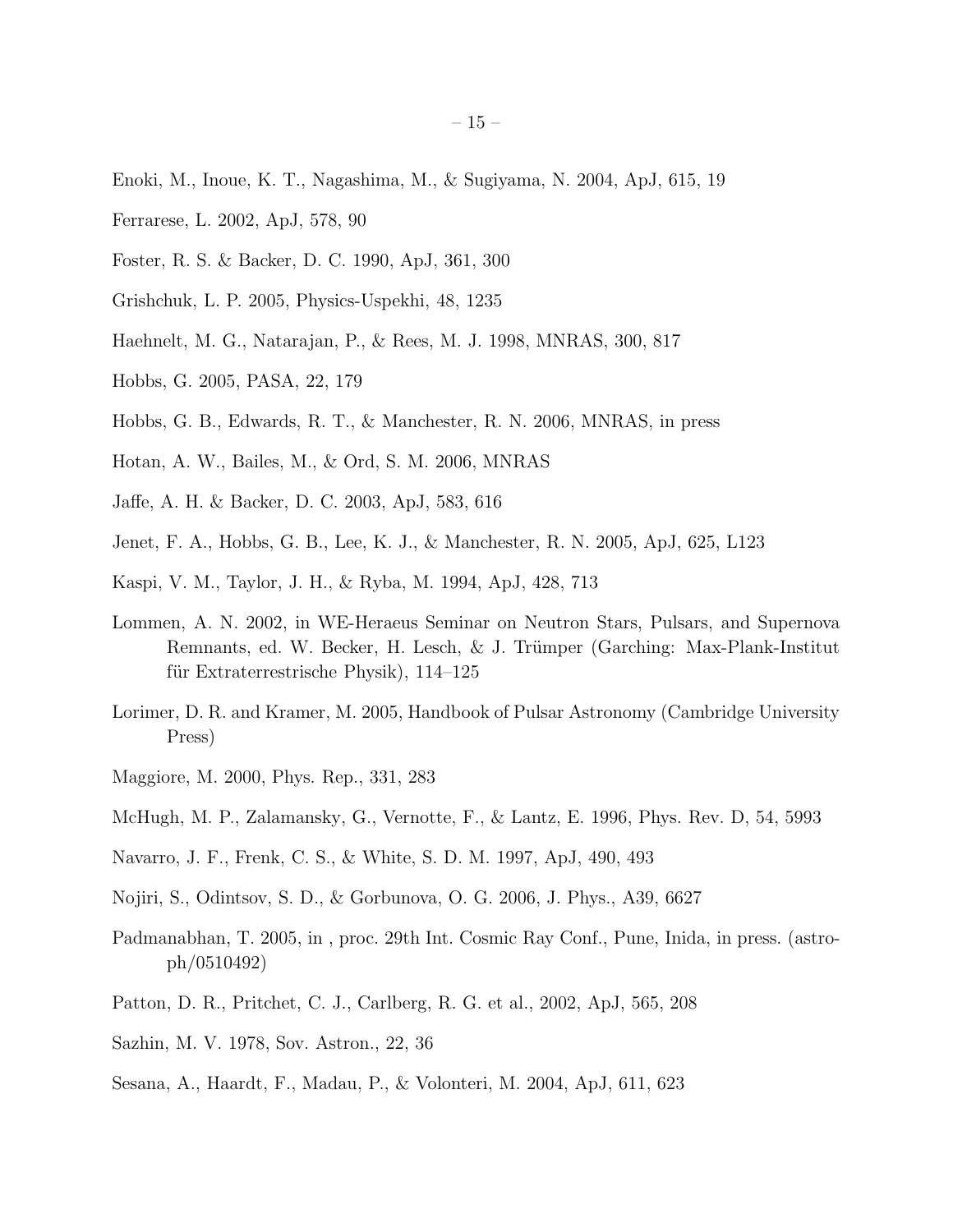Enoki, M., Inoue, K. T., Nagashima, M., & Sugiyama, N. 2004, ApJ, 615, 19

Ferrarese, L. 2002, ApJ, 578, 90

Foster, R. S. & Backer, D. C. 1990, ApJ, 361, 300

Grishchuk, L. P. 2005, Physics-Uspekhi, 48, 1235

Haehnelt, M. G., Natarajan, P., & Rees, M. J. 1998, MNRAS, 300, 817

Hobbs, G. 2005, PASA, 22, 179

Hobbs, G. B., Edwards, R. T., & Manchester, R. N. 2006, MNRAS, in press

Hotan, A. W., Bailes, M., & Ord, S. M. 2006, MNRAS

Jaffe, A. H. & Backer, D. C. 2003, ApJ, 583, 616

Jenet, F. A., Hobbs, G. B., Lee, K. J., & Manchester, R. N. 2005, ApJ, 625, L123

Kaspi, V. M., Taylor, J. H., & Ryba, M. 1994, ApJ, 428, 713

Lommen, A. N. 2002, in WE-Heraeus Seminar on Neutron Stars, Pulsars, and Supernova Remnants, ed. W. Becker, H. Lesch, & J. Trümper (Garching: Max-Plank-Institut für Extraterrestrische Physik), 114–125

Lorimer, D. R. and Kramer, M. 2005, Handbook of Pulsar Astronomy (Cambridge University Press)

Maggiore, M. 2000, Phys. Rep., 331, 283

McHugh, M. P., Zalamansky, G., Vernotte, F., & Lantz, E. 1996, Phys. Rev. D, 54, 5993

Navarro, J. F., Frenk, C. S., & White, S. D. M. 1997, ApJ, 490, 493

Nojiri, S., Odintsov, S. D., & Gorbunova, O. G. 2006, J. Phys., A39, 6627

Padmanabhan, T. 2005, in , proc. 29th Int. Cosmic Ray Conf., Pune, Inida, in press. (astro-ph/0510492)

Patton, D. R., Pritchet, C. J., Carlberg, R. G. et al., 2002, ApJ, 565, 208

Sazhin, M. V. 1978, Sov. Astron., 22, 36

Sesana, A., Haardt, F., Madau, P., & Volonteri, M. 2004, ApJ, 611, 623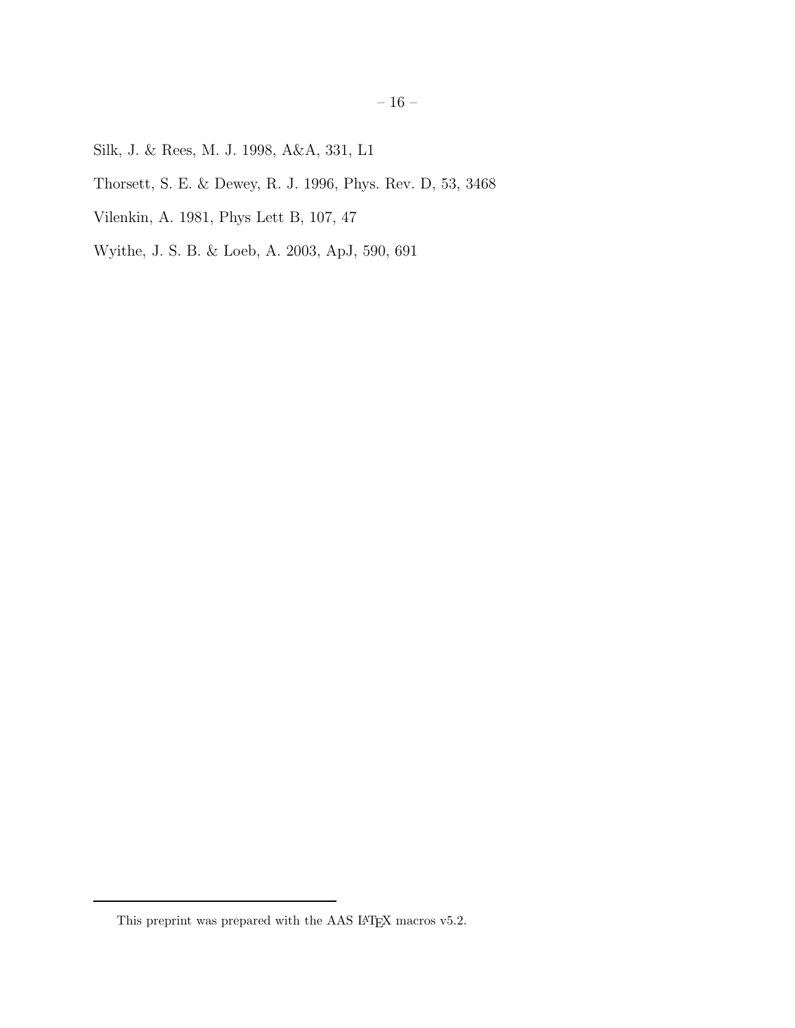Silk, J. & Rees, M. J. 1998, A&A, 331, L1

Thorsett, S. E. & Dewey, R. J. 1996, Phys. Rev. D, 53, 3468

Vilenkin, A. 1981, Phys Lett B, 107, 47

Wyithe, J. S. B. & Loeb, A. 2003, ApJ, 590, 691

This preprint was prepared with the AAS LaTeX macros v5.2.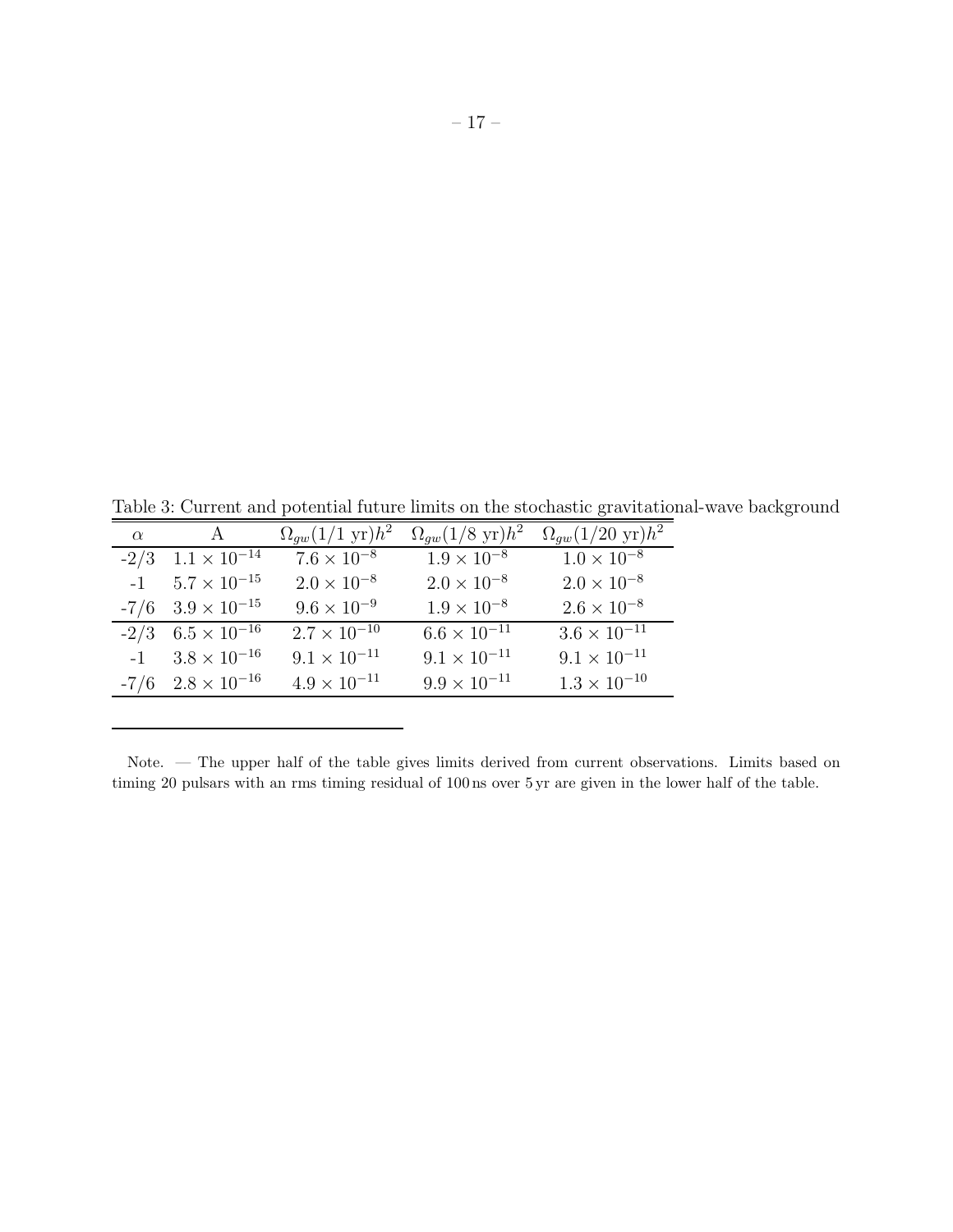Table 3: Current and potential future limits on the stochastic gravitational-wave background

| $\alpha$ | A | $\Omega_{gw}(1/1\ \mathrm{yr})h^2$ | $\Omega_{gw}(1/8\ \mathrm{yr})h^2$ | $\Omega_{gw}(1/20\ \mathrm{yr})h^2$ |
|---|---|---|---|---|
| -2/3 | $1.1 \times 10^{-14}$ | $7.6 \times 10^{-8}$ | $1.9 \times 10^{-8}$ | $1.0 \times 10^{-8}$ |
| -1 | $5.7 \times 10^{-15}$ | $2.0 \times 10^{-8}$ | $2.0 \times 10^{-8}$ | $2.0 \times 10^{-8}$ |
| -7/6 | $3.9 \times 10^{-15}$ | $9.6 \times 10^{-9}$ | $1.9 \times 10^{-8}$ | $2.6 \times 10^{-8}$ |
| -2/3 | $6.5 \times 10^{-16}$ | $2.7 \times 10^{-10}$ | $6.6 \times 10^{-11}$ | $3.6 \times 10^{-11}$ |
| -1 | $3.8 \times 10^{-16}$ | $9.1 \times 10^{-11}$ | $9.1 \times 10^{-11}$ | $9.1 \times 10^{-11}$ |
| -7/6 | $2.8 \times 10^{-16}$ | $4.9 \times 10^{-11}$ | $9.9 \times 10^{-11}$ | $1.3 \times 10^{-10}$ |

Note. — The upper half of the table gives limits derived from current observations. Limits based on timing 20 pulsars with an rms timing residual of 100 ns over 5 yr are given in the lower half of the table.